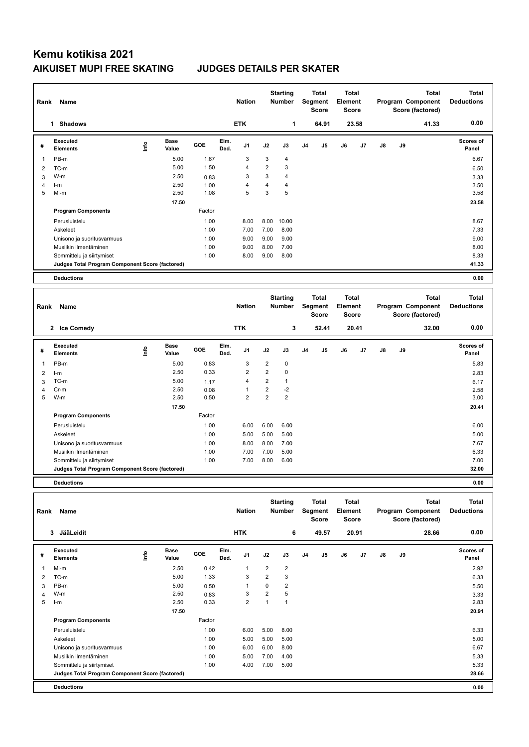# Kemu kotikisa 2021

## AIKUISET MUPI FREE SKATING JUDGES DETAILS PER SKATER

| Rank | Name | Nation | Starting Number | Total Segment Score | Total Element Score | Total Program Component Score (factored) | Total Deductions |
|---|---|---|---|---|---|---|---|
| 1 | Shadows | ETK | 1 | 64.91 | 23.58 | 41.33 | 0.00 |

| # | Executed Elements | Info | Base Value | GOE | Elm. Ded. | J1 | J2 | J3 | J4 | J5 | J6 | J7 | J8 | J9 | Scores of Panel |
|---|---|---|---|---|---|---|---|---|---|---|---|---|---|---|---|
| 1 | PB-m | | 5.00 | 1.67 | | 3 | 3 | 4 | | | | | | | 6.67 |
| 2 | TC-m | | 5.00 | 1.50 | | 4 | 2 | 3 | | | | | | | 6.50 |
| 3 | W-m | | 2.50 | 0.83 | | 3 | 3 | 4 | | | | | | | 3.33 |
| 4 | I-m | | 2.50 | 1.00 | | 4 | 4 | 4 | | | | | | | 3.50 |
| 5 | Mi-m | | 2.50 | 1.08 | | 5 | 3 | 5 | | | | | | | 3.58 |
| | | | 17.50 | | | | | | | | | | | | 23.58 |
| | **Program Components** | | | Factor | | | | | | | | | | | |
| | Perusluistelu | | | 1.00 | | 8.00 | 8.00 | 10.00 | | | | | | | 8.67 |
| | Askeleet | | | 1.00 | | 7.00 | 7.00 | 8.00 | | | | | | | 7.33 |
| | Unisono ja suoritusvarmuus | | | 1.00 | | 9.00 | 9.00 | 9.00 | | | | | | | 9.00 |
| | Musiikin ilmentäminen | | | 1.00 | | 9.00 | 8.00 | 7.00 | | | | | | | 8.00 |
| | Sommittelu ja siirtymiset | | | 1.00 | | 8.00 | 9.00 | 8.00 | | | | | | | 8.33 |
| | **Judges Total Program Component Score (factored)** | | | | | | | | | | | | | | 41.33 |
| | **Deductions** | | | | | | | | | | | | | | 0.00 |

| Rank | Name | Nation | Starting Number | Total Segment Score | Total Element Score | Total Program Component Score (factored) | Total Deductions |
|---|---|---|---|---|---|---|---|
| 2 | Ice Comedy | TTK | 3 | 52.41 | 20.41 | 32.00 | 0.00 |

| # | Executed Elements | Info | Base Value | GOE | Elm. Ded. | J1 | J2 | J3 | J4 | J5 | J6 | J7 | J8 | J9 | Scores of Panel |
|---|---|---|---|---|---|---|---|---|---|---|---|---|---|---|---|
| 1 | PB-m | | 5.00 | 0.83 | | 3 | 2 | 0 | | | | | | | 5.83 |
| 2 | I-m | | 2.50 | 0.33 | | 2 | 2 | 0 | | | | | | | 2.83 |
| 3 | TC-m | | 5.00 | 1.17 | | 4 | 2 | 1 | | | | | | | 6.17 |
| 4 | Cr-m | | 2.50 | 0.08 | | 1 | 2 | -2 | | | | | | | 2.58 |
| 5 | W-m | | 2.50 | 0.50 | | 2 | 2 | 2 | | | | | | | 3.00 |
| | | | 17.50 | | | | | | | | | | | | 20.41 |
| | **Program Components** | | | Factor | | | | | | | | | | | |
| | Perusluistelu | | | 1.00 | | 6.00 | 6.00 | 6.00 | | | | | | | 6.00 |
| | Askeleet | | | 1.00 | | 5.00 | 5.00 | 5.00 | | | | | | | 5.00 |
| | Unisono ja suoritusvarmuus | | | 1.00 | | 8.00 | 8.00 | 7.00 | | | | | | | 7.67 |
| | Musiikin ilmentäminen | | | 1.00 | | 7.00 | 7.00 | 5.00 | | | | | | | 6.33 |
| | Sommittelu ja siirtymiset | | | 1.00 | | 7.00 | 8.00 | 6.00 | | | | | | | 7.00 |
| | **Judges Total Program Component Score (factored)** | | | | | | | | | | | | | | 32.00 |
| | **Deductions** | | | | | | | | | | | | | | 0.00 |

| Rank | Name | Nation | Starting Number | Total Segment Score | Total Element Score | Total Program Component Score (factored) | Total Deductions |
|---|---|---|---|---|---|---|---|
| 3 | JääLeidit | HTK | 6 | 49.57 | 20.91 | 28.66 | 0.00 |

| # | Executed Elements | Info | Base Value | GOE | Elm. Ded. | J1 | J2 | J3 | J4 | J5 | J6 | J7 | J8 | J9 | Scores of Panel |
|---|---|---|---|---|---|---|---|---|---|---|---|---|---|---|---|
| 1 | Mi-m | | 2.50 | 0.42 | | 1 | 2 | 2 | | | | | | | 2.92 |
| 2 | TC-m | | 5.00 | 1.33 | | 3 | 2 | 3 | | | | | | | 6.33 |
| 3 | PB-m | | 5.00 | 0.50 | | 1 | 0 | 2 | | | | | | | 5.50 |
| 4 | W-m | | 2.50 | 0.83 | | 3 | 2 | 5 | | | | | | | 3.33 |
| 5 | I-m | | 2.50 | 0.33 | | 2 | 1 | 1 | | | | | | | 2.83 |
| | | | 17.50 | | | | | | | | | | | | 20.91 |
| | **Program Components** | | | Factor | | | | | | | | | | | |
| | Perusluistelu | | | 1.00 | | 6.00 | 5.00 | 8.00 | | | | | | | 6.33 |
| | Askeleet | | | 1.00 | | 5.00 | 5.00 | 5.00 | | | | | | | 5.00 |
| | Unisono ja suoritusvarmuus | | | 1.00 | | 6.00 | 6.00 | 8.00 | | | | | | | 6.67 |
| | Musiikin ilmentäminen | | | 1.00 | | 5.00 | 7.00 | 4.00 | | | | | | | 5.33 |
| | Sommittelu ja siirtymiset | | | 1.00 | | 4.00 | 7.00 | 5.00 | | | | | | | 5.33 |
| | **Judges Total Program Component Score (factored)** | | | | | | | | | | | | | | 28.66 |
| | **Deductions** | | | | | | | | | | | | | | 0.00 |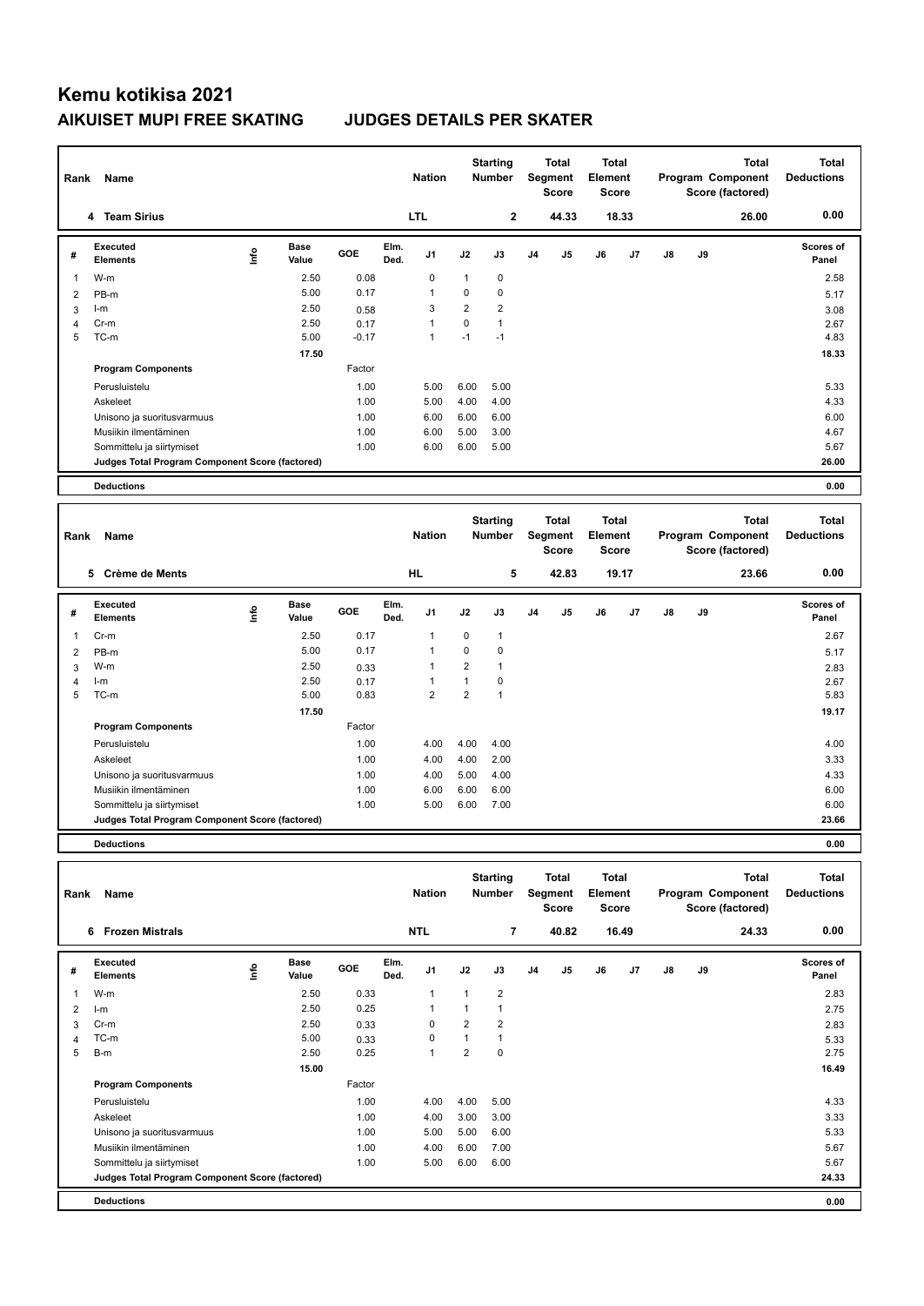# Kemu kotikisa 2021

## AIKUISET MUPI FREE SKATING JUDGES DETAILS PER SKATER

| Rank | Name | Nation | Starting Number | Total Segment Score | Total Element Score | Total Program Component Score (factored) | Total Deductions |
|---|---|---|---|---|---|---|---|
| 4 | Team Sirius | LTL | 2 | 44.33 | 18.33 | 26.00 | 0.00 |

| # | Executed Elements | Info | Base Value | GOE | Elm. Ded. | J1 | J2 | J3 | J4 | J5 | J6 | J7 | J8 | J9 | Scores of Panel |
|---|---|---|---|---|---|---|---|---|---|---|---|---|---|---|---|
| 1 | W-m | | 2.50 | 0.08 | | 0 | 1 | 0 | | | | | | | 2.58 |
| 2 | PB-m | | 5.00 | 0.17 | | 1 | 0 | 0 | | | | | | | 5.17 |
| 3 | I-m | | 2.50 | 0.58 | | 3 | 2 | 2 | | | | | | | 3.08 |
| 4 | Cr-m | | 2.50 | 0.17 | | 1 | 0 | 1 | | | | | | | 2.67 |
| 5 | TC-m | | 5.00 | -0.17 | | 1 | -1 | -1 | | | | | | | 4.83 |
| | | | 17.50 | | | | | | | | | | | | 18.33 |
| | **Program Components** | | | Factor | | | | | | | | | | | |
| | Perusluistelu | | | 1.00 | | 5.00 | 6.00 | 5.00 | | | | | | | 5.33 |
| | Askeleet | | | 1.00 | | 5.00 | 4.00 | 4.00 | | | | | | | 4.33 |
| | Unisono ja suoritusvarmuus | | | 1.00 | | 6.00 | 6.00 | 6.00 | | | | | | | 6.00 |
| | Musiikin ilmentäminen | | | 1.00 | | 6.00 | 5.00 | 3.00 | | | | | | | 4.67 |
| | Sommittelu ja siirtymiset | | | 1.00 | | 6.00 | 6.00 | 5.00 | | | | | | | 5.67 |
| | **Judges Total Program Component Score (factored)** | | | | | | | | | | | | | | 26.00 |
| | **Deductions** | | | | | | | | | | | | | | 0.00 |

| Rank | Name | Nation | Starting Number | Total Segment Score | Total Element Score | Total Program Component Score (factored) | Total Deductions |
|---|---|---|---|---|---|---|---|
| 5 | Crème de Ments | HL | 5 | 42.83 | 19.17 | 23.66 | 0.00 |

| # | Executed Elements | Info | Base Value | GOE | Elm. Ded. | J1 | J2 | J3 | J4 | J5 | J6 | J7 | J8 | J9 | Scores of Panel |
|---|---|---|---|---|---|---|---|---|---|---|---|---|---|---|---|
| 1 | Cr-m | | 2.50 | 0.17 | | 1 | 0 | 1 | | | | | | | 2.67 |
| 2 | PB-m | | 5.00 | 0.17 | | 1 | 0 | 0 | | | | | | | 5.17 |
| 3 | W-m | | 2.50 | 0.33 | | 1 | 2 | 1 | | | | | | | 2.83 |
| 4 | I-m | | 2.50 | 0.17 | | 1 | 1 | 0 | | | | | | | 2.67 |
| 5 | TC-m | | 5.00 | 0.83 | | 2 | 2 | 1 | | | | | | | 5.83 |
| | | | 17.50 | | | | | | | | | | | | 19.17 |
| | **Program Components** | | | Factor | | | | | | | | | | | |
| | Perusluistelu | | | 1.00 | | 4.00 | 4.00 | 4.00 | | | | | | | 4.00 |
| | Askeleet | | | 1.00 | | 4.00 | 4.00 | 2.00 | | | | | | | 3.33 |
| | Unisono ja suoritusvarmuus | | | 1.00 | | 4.00 | 5.00 | 4.00 | | | | | | | 4.33 |
| | Musiikin ilmentäminen | | | 1.00 | | 6.00 | 6.00 | 6.00 | | | | | | | 6.00 |
| | Sommittelu ja siirtymiset | | | 1.00 | | 5.00 | 6.00 | 7.00 | | | | | | | 6.00 |
| | **Judges Total Program Component Score (factored)** | | | | | | | | | | | | | | 23.66 |
| | **Deductions** | | | | | | | | | | | | | | 0.00 |

| Rank | Name | Nation | Starting Number | Total Segment Score | Total Element Score | Total Program Component Score (factored) | Total Deductions |
|---|---|---|---|---|---|---|---|
| 6 | Frozen Mistrals | NTL | 7 | 40.82 | 16.49 | 24.33 | 0.00 |

| # | Executed Elements | Info | Base Value | GOE | Elm. Ded. | J1 | J2 | J3 | J4 | J5 | J6 | J7 | J8 | J9 | Scores of Panel |
|---|---|---|---|---|---|---|---|---|---|---|---|---|---|---|---|
| 1 | W-m | | 2.50 | 0.33 | | 1 | 1 | 2 | | | | | | | 2.83 |
| 2 | I-m | | 2.50 | 0.25 | | 1 | 1 | 1 | | | | | | | 2.75 |
| 3 | Cr-m | | 2.50 | 0.33 | | 0 | 2 | 2 | | | | | | | 2.83 |
| 4 | TC-m | | 5.00 | 0.33 | | 0 | 1 | 1 | | | | | | | 5.33 |
| 5 | B-m | | 2.50 | 0.25 | | 1 | 2 | 0 | | | | | | | 2.75 |
| | | | 15.00 | | | | | | | | | | | | 16.49 |
| | **Program Components** | | | Factor | | | | | | | | | | | |
| | Perusluistelu | | | 1.00 | | 4.00 | 4.00 | 5.00 | | | | | | | 4.33 |
| | Askeleet | | | 1.00 | | 4.00 | 3.00 | 3.00 | | | | | | | 3.33 |
| | Unisono ja suoritusvarmuus | | | 1.00 | | 5.00 | 5.00 | 6.00 | | | | | | | 5.33 |
| | Musiikin ilmentäminen | | | 1.00 | | 4.00 | 6.00 | 7.00 | | | | | | | 5.67 |
| | Sommittelu ja siirtymiset | | | 1.00 | | 5.00 | 6.00 | 6.00 | | | | | | | 5.67 |
| | **Judges Total Program Component Score (factored)** | | | | | | | | | | | | | | 24.33 |
| | **Deductions** | | | | | | | | | | | | | | 0.00 |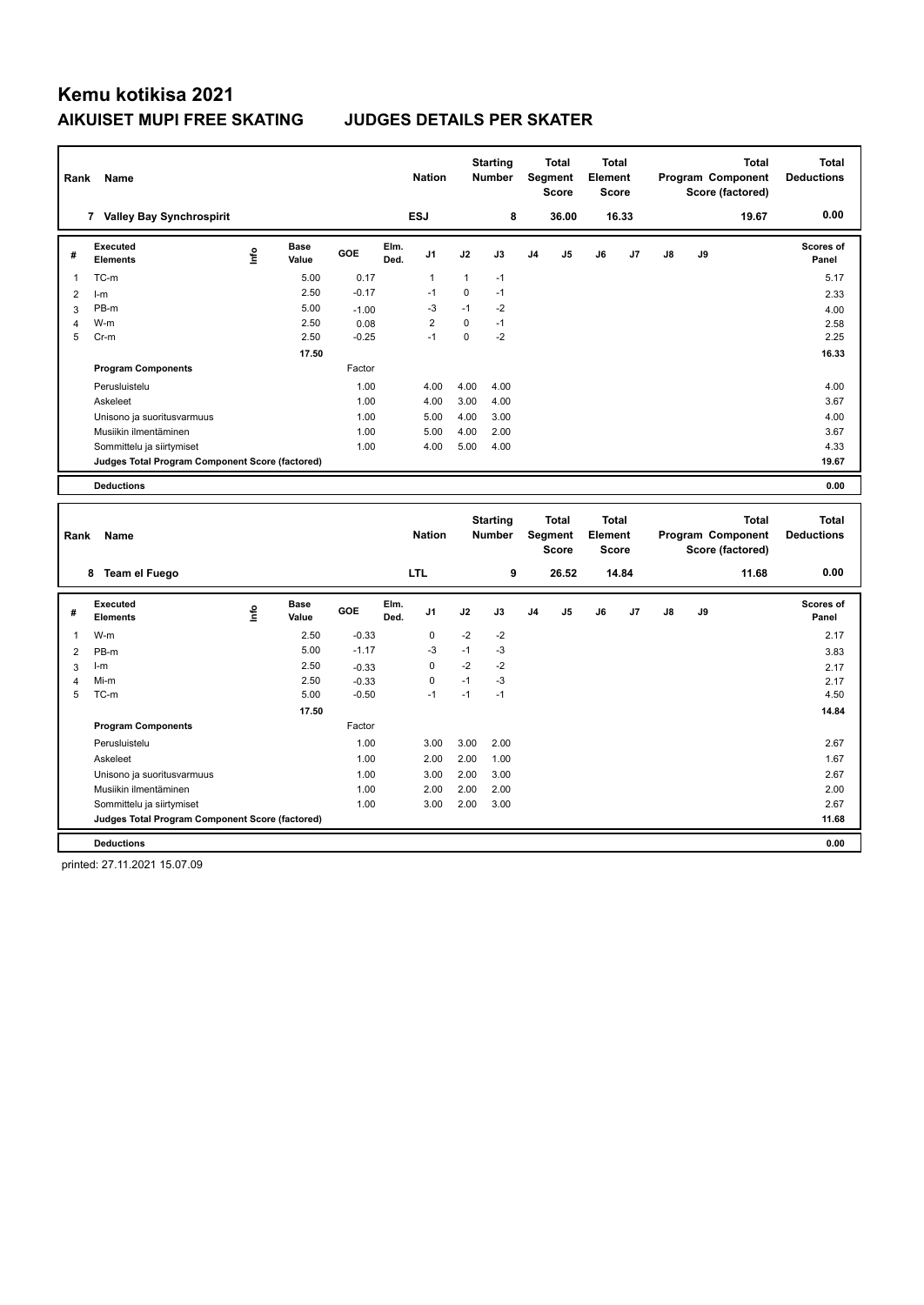# Kemu kotikisa 2021

## AIKUISET MUPI FREE SKATING JUDGES DETAILS PER SKATER

| Rank | Name | Nation | Starting Number | Total Segment Score | Total Element Score | Total Program Component Score (factored) | Total Deductions |
|---|---|---|---|---|---|---|---|
| 7 | Valley Bay Synchrospirit | ESJ | 8 | 36.00 | 16.33 | 19.67 | 0.00 |

| # | Executed Elements | Info | Base Value | GOE | Elm. Ded. | J1 | J2 | J3 | J4 | J5 | J6 | J7 | J8 | J9 | Scores of Panel |
|---|---|---|---|---|---|---|---|---|---|---|---|---|---|---|---|
| 1 | TC-m | | 5.00 | 0.17 | | 1 | 1 | -1 | | | | | | | 5.17 |
| 2 | I-m | | 2.50 | -0.17 | | -1 | 0 | -1 | | | | | | | 2.33 |
| 3 | PB-m | | 5.00 | -1.00 | | -3 | -1 | -2 | | | | | | | 4.00 |
| 4 | W-m | | 2.50 | 0.08 | | 2 | 0 | -1 | | | | | | | 2.58 |
| 5 | Cr-m | | 2.50 | -0.25 | | -1 | 0 | -2 | | | | | | | 2.25 |
| | | | 17.50 | | | | | | | | | | | | 16.33 |
| | **Program Components** | | | Factor | | | | | | | | | | | |
| | Perusluistelu | | | 1.00 | | 4.00 | 4.00 | 4.00 | | | | | | | 4.00 |
| | Askeleet | | | 1.00 | | 4.00 | 3.00 | 4.00 | | | | | | | 3.67 |
| | Unisono ja suoritusvarmuus | | | 1.00 | | 5.00 | 4.00 | 3.00 | | | | | | | 4.00 |
| | Musiikin ilmentäminen | | | 1.00 | | 5.00 | 4.00 | 2.00 | | | | | | | 3.67 |
| | Sommittelu ja siirtymiset | | | 1.00 | | 4.00 | 5.00 | 4.00 | | | | | | | 4.33 |
| | **Judges Total Program Component Score (factored)** | | | | | | | | | | | | | | 19.67 |
| | **Deductions** | | | | | | | | | | | | | | 0.00 |

| Rank | Name | Nation | Starting Number | Total Segment Score | Total Element Score | Total Program Component Score (factored) | Total Deductions |
|---|---|---|---|---|---|---|---|
| 8 | Team el Fuego | LTL | 9 | 26.52 | 14.84 | 11.68 | 0.00 |

| # | Executed Elements | Info | Base Value | GOE | Elm. Ded. | J1 | J2 | J3 | J4 | J5 | J6 | J7 | J8 | J9 | Scores of Panel |
|---|---|---|---|---|---|---|---|---|---|---|---|---|---|---|---|
| 1 | W-m | | 2.50 | -0.33 | | 0 | -2 | -2 | | | | | | | 2.17 |
| 2 | PB-m | | 5.00 | -1.17 | | -3 | -1 | -3 | | | | | | | 3.83 |
| 3 | I-m | | 2.50 | -0.33 | | 0 | -2 | -2 | | | | | | | 2.17 |
| 4 | Mi-m | | 2.50 | -0.33 | | 0 | -1 | -3 | | | | | | | 2.17 |
| 5 | TC-m | | 5.00 | -0.50 | | -1 | -1 | -1 | | | | | | | 4.50 |
| | | | 17.50 | | | | | | | | | | | | 14.84 |
| | **Program Components** | | | Factor | | | | | | | | | | | |
| | Perusluistelu | | | 1.00 | | 3.00 | 3.00 | 2.00 | | | | | | | 2.67 |
| | Askeleet | | | 1.00 | | 2.00 | 2.00 | 1.00 | | | | | | | 1.67 |
| | Unisono ja suoritusvarmuus | | | 1.00 | | 3.00 | 2.00 | 3.00 | | | | | | | 2.67 |
| | Musiikin ilmentäminen | | | 1.00 | | 2.00 | 2.00 | 2.00 | | | | | | | 2.00 |
| | Sommittelu ja siirtymiset | | | 1.00 | | 3.00 | 2.00 | 3.00 | | | | | | | 2.67 |
| | **Judges Total Program Component Score (factored)** | | | | | | | | | | | | | | 11.68 |
| | **Deductions** | | | | | | | | | | | | | | 0.00 |

printed: 27.11.2021 15.07.09